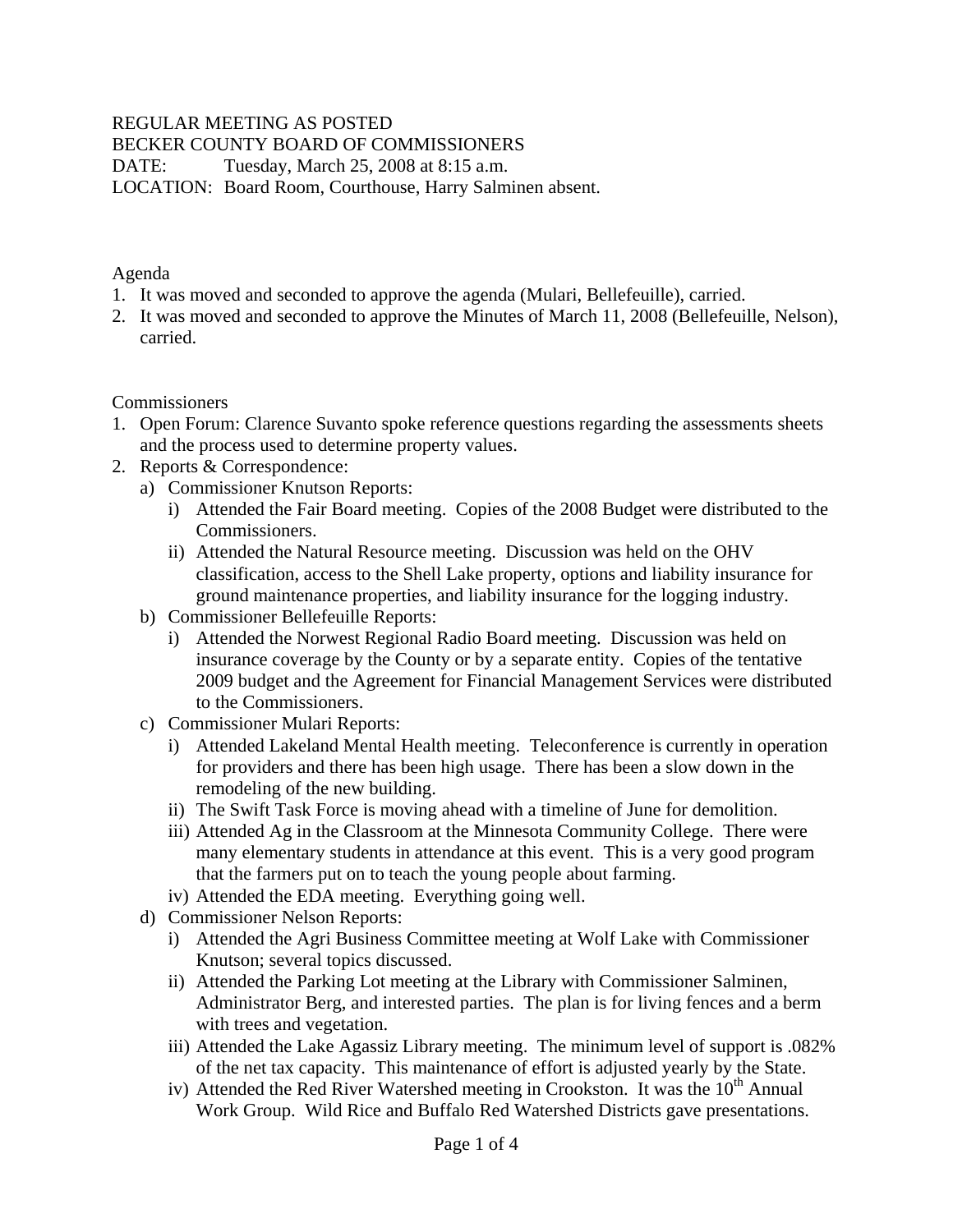REGULAR MEETING AS POSTED
BECKER COUNTY BOARD OF COMMISSIONERS
DATE: Tuesday, March 25, 2008 at 8:15 a.m.
LOCATION: Board Room, Courthouse, Harry Salminen absent.

Agenda

1. It was moved and seconded to approve the agenda (Mulari, Bellefeuille), carried.
2. It was moved and seconded to approve the Minutes of March 11, 2008 (Bellefeuille, Nelson), carried.

Commissioners

1. Open Forum: Clarence Suvanto spoke reference questions regarding the assessments sheets and the process used to determine property values.
2. Reports & Correspondence:
   a) Commissioner Knutson Reports:
      i) Attended the Fair Board meeting. Copies of the 2008 Budget were distributed to the Commissioners.
      ii) Attended the Natural Resource meeting. Discussion was held on the OHV classification, access to the Shell Lake property, options and liability insurance for ground maintenance properties, and liability insurance for the logging industry.
   b) Commissioner Bellefeuille Reports:
      i) Attended the Norwest Regional Radio Board meeting. Discussion was held on insurance coverage by the County or by a separate entity. Copies of the tentative 2009 budget and the Agreement for Financial Management Services were distributed to the Commissioners.
   c) Commissioner Mulari Reports:
      i) Attended Lakeland Mental Health meeting. Teleconference is currently in operation for providers and there has been high usage. There has been a slow down in the remodeling of the new building.
      ii) The Swift Task Force is moving ahead with a timeline of June for demolition.
      iii) Attended Ag in the Classroom at the Minnesota Community College. There were many elementary students in attendance at this event. This is a very good program that the farmers put on to teach the young people about farming.
      iv) Attended the EDA meeting. Everything going well.
   d) Commissioner Nelson Reports:
      i) Attended the Agri Business Committee meeting at Wolf Lake with Commissioner Knutson; several topics discussed.
      ii) Attended the Parking Lot meeting at the Library with Commissioner Salminen, Administrator Berg, and interested parties. The plan is for living fences and a berm with trees and vegetation.
      iii) Attended the Lake Agassiz Library meeting. The minimum level of support is .082% of the net tax capacity. This maintenance of effort is adjusted yearly by the State.
      iv) Attended the Red River Watershed meeting in Crookston. It was the 10th Annual Work Group. Wild Rice and Buffalo Red Watershed Districts gave presentations.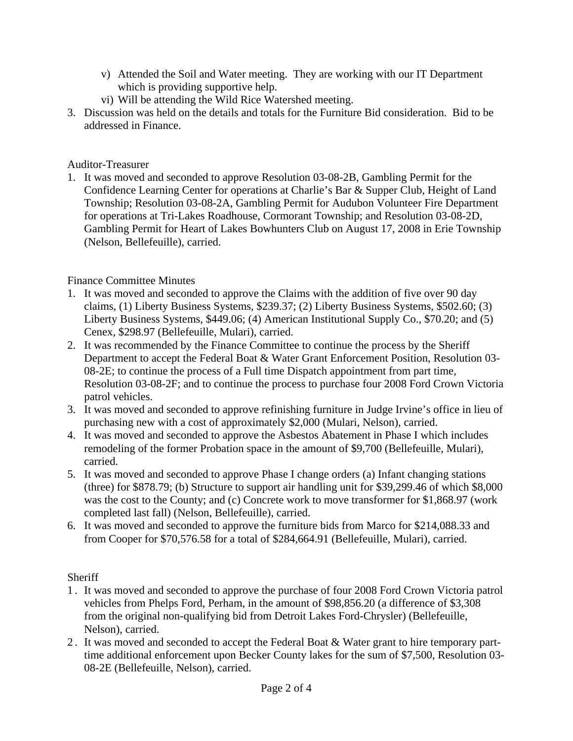v) Attended the Soil and Water meeting. They are working with our IT Department which is providing supportive help.
   vi) Will be attending the Wild Rice Watershed meeting.
3. Discussion was held on the details and totals for the Furniture Bid consideration. Bid to be addressed in Finance.

Auditor-Treasurer

1. It was moved and seconded to approve Resolution 03-08-2B, Gambling Permit for the Confidence Learning Center for operations at Charlie's Bar & Supper Club, Height of Land Township; Resolution 03-08-2A, Gambling Permit for Audubon Volunteer Fire Department for operations at Tri-Lakes Roadhouse, Cormorant Township; and Resolution 03-08-2D, Gambling Permit for Heart of Lakes Bowhunters Club on August 17, 2008 in Erie Township (Nelson, Bellefeuille), carried.

Finance Committee Minutes

1. It was moved and seconded to approve the Claims with the addition of five over 90 day claims, (1) Liberty Business Systems, $239.37; (2) Liberty Business Systems, $502.60; (3) Liberty Business Systems, $449.06; (4) American Institutional Supply Co., $70.20; and (5) Cenex, $298.97 (Bellefeuille, Mulari), carried.
2. It was recommended by the Finance Committee to continue the process by the Sheriff Department to accept the Federal Boat & Water Grant Enforcement Position, Resolution 03-08-2E; to continue the process of a Full time Dispatch appointment from part time, Resolution 03-08-2F; and to continue the process to purchase four 2008 Ford Crown Victoria patrol vehicles.
3. It was moved and seconded to approve refinishing furniture in Judge Irvine's office in lieu of purchasing new with a cost of approximately $2,000 (Mulari, Nelson), carried.
4. It was moved and seconded to approve the Asbestos Abatement in Phase I which includes remodeling of the former Probation space in the amount of $9,700 (Bellefeuille, Mulari), carried.
5. It was moved and seconded to approve Phase I change orders (a) Infant changing stations (three) for $878.79; (b) Structure to support air handling unit for $39,299.46 of which $8,000 was the cost to the County; and (c) Concrete work to move transformer for $1,868.97 (work completed last fall) (Nelson, Bellefeuille), carried.
6. It was moved and seconded to approve the furniture bids from Marco for $214,088.33 and from Cooper for $70,576.58 for a total of $284,664.91 (Bellefeuille, Mulari), carried.

Sheriff

1. It was moved and seconded to approve the purchase of four 2008 Ford Crown Victoria patrol vehicles from Phelps Ford, Perham, in the amount of $98,856.20 (a difference of $3,308 from the original non-qualifying bid from Detroit Lakes Ford-Chrysler) (Bellefeuille, Nelson), carried.
2. It was moved and seconded to accept the Federal Boat & Water grant to hire temporary part-time additional enforcement upon Becker County lakes for the sum of $7,500, Resolution 03-08-2E (Bellefeuille, Nelson), carried.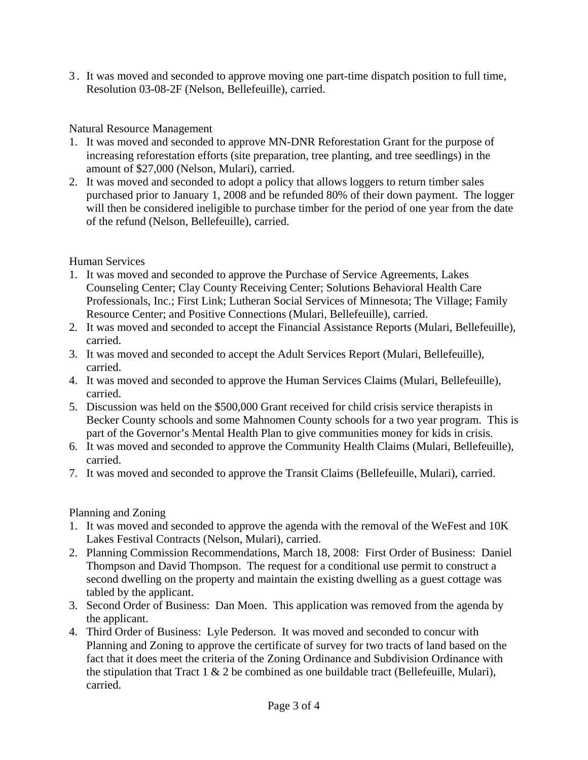3. It was moved and seconded to approve moving one part-time dispatch position to full time, Resolution 03-08-2F (Nelson, Bellefeuille), carried.

Natural Resource Management

1. It was moved and seconded to approve MN-DNR Reforestation Grant for the purpose of increasing reforestation efforts (site preparation, tree planting, and tree seedlings) in the amount of $27,000 (Nelson, Mulari), carried.
2. It was moved and seconded to adopt a policy that allows loggers to return timber sales purchased prior to January 1, 2008 and be refunded 80% of their down payment. The logger will then be considered ineligible to purchase timber for the period of one year from the date of the refund (Nelson, Bellefeuille), carried.

Human Services

1. It was moved and seconded to approve the Purchase of Service Agreements, Lakes Counseling Center; Clay County Receiving Center; Solutions Behavioral Health Care Professionals, Inc.; First Link; Lutheran Social Services of Minnesota; The Village; Family Resource Center; and Positive Connections (Mulari, Bellefeuille), carried.
2. It was moved and seconded to accept the Financial Assistance Reports (Mulari, Bellefeuille), carried.
3. It was moved and seconded to accept the Adult Services Report (Mulari, Bellefeuille), carried.
4. It was moved and seconded to approve the Human Services Claims (Mulari, Bellefeuille), carried.
5. Discussion was held on the $500,000 Grant received for child crisis service therapists in Becker County schools and some Mahnomen County schools for a two year program. This is part of the Governor's Mental Health Plan to give communities money for kids in crisis.
6. It was moved and seconded to approve the Community Health Claims (Mulari, Bellefeuille), carried.
7. It was moved and seconded to approve the Transit Claims (Bellefeuille, Mulari), carried.

Planning and Zoning

1. It was moved and seconded to approve the agenda with the removal of the WeFest and 10K Lakes Festival Contracts (Nelson, Mulari), carried.
2. Planning Commission Recommendations, March 18, 2008: First Order of Business: Daniel Thompson and David Thompson. The request for a conditional use permit to construct a second dwelling on the property and maintain the existing dwelling as a guest cottage was tabled by the applicant.
3. Second Order of Business: Dan Moen. This application was removed from the agenda by the applicant.
4. Third Order of Business: Lyle Pederson. It was moved and seconded to concur with Planning and Zoning to approve the certificate of survey for two tracts of land based on the fact that it does meet the criteria of the Zoning Ordinance and Subdivision Ordinance with the stipulation that Tract 1 & 2 be combined as one buildable tract (Bellefeuille, Mulari), carried.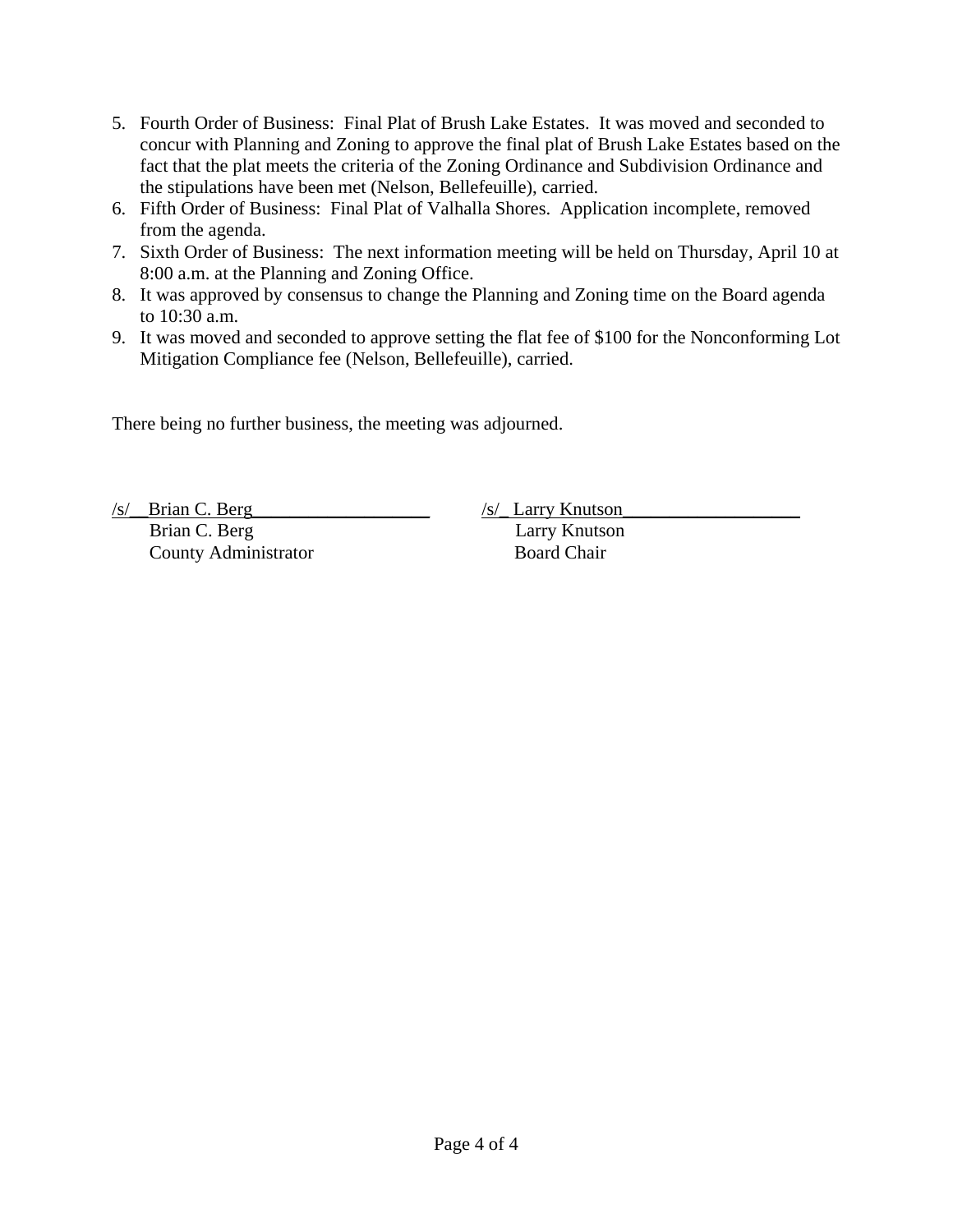5. Fourth Order of Business: Final Plat of Brush Lake Estates. It was moved and seconded to concur with Planning and Zoning to approve the final plat of Brush Lake Estates based on the fact that the plat meets the criteria of the Zoning Ordinance and Subdivision Ordinance and the stipulations have been met (Nelson, Bellefeuille), carried.
6. Fifth Order of Business: Final Plat of Valhalla Shores. Application incomplete, removed from the agenda.
7. Sixth Order of Business: The next information meeting will be held on Thursday, April 10 at 8:00 a.m. at the Planning and Zoning Office.
8. It was approved by consensus to change the Planning and Zoning time on the Board agenda to 10:30 a.m.
9. It was moved and seconded to approve setting the flat fee of $100 for the Nonconforming Lot Mitigation Compliance fee (Nelson, Bellefeuille), carried.

There being no further business, the meeting was adjourned.

| | |
|---|---|
| /s/ Brian C. Berg | /s/ Larry Knutson |
| Brian C. Berg | Larry Knutson |
| County Administrator | Board Chair |